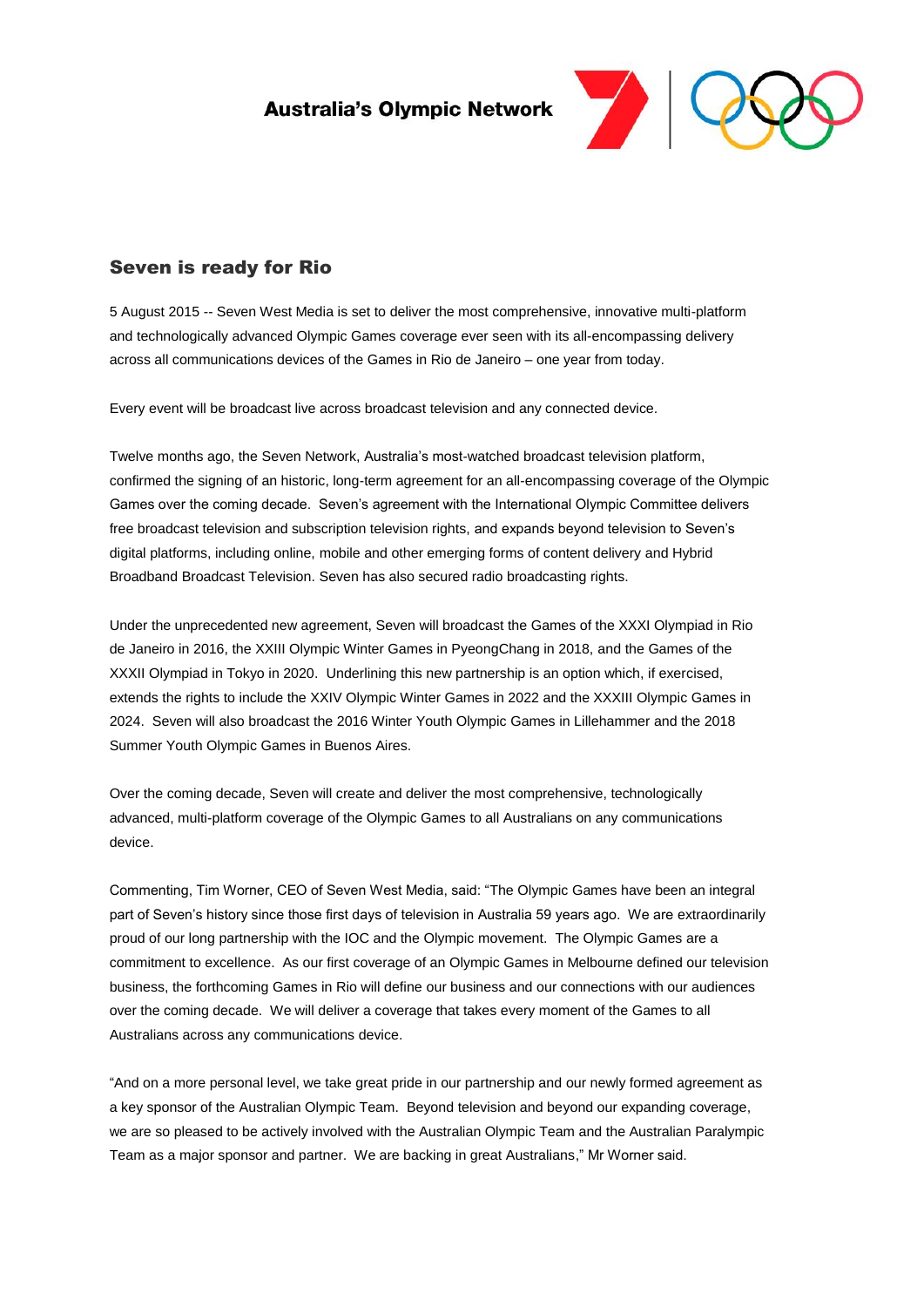**Australia's Olympic Network**

## Seven is ready for Rio

5 August 2015 -- Seven West Media is set to deliver the most comprehensive, innovative multi-platform and technologically advanced Olympic Games coverage ever seen with its all-encompassing delivery across all communications devices of the Games in Rio de Janeiro – one year from today.

Every event will be broadcast live across broadcast television and any connected device.

Twelve months ago, the Seven Network, Australia's most-watched broadcast television platform, confirmed the signing of an historic, long-term agreement for an all-encompassing coverage of the Olympic Games over the coming decade. Seven's agreement with the International Olympic Committee delivers free broadcast television and subscription television rights, and expands beyond television to Seven's digital platforms, including online, mobile and other emerging forms of content delivery and Hybrid Broadband Broadcast Television. Seven has also secured radio broadcasting rights.

Under the unprecedented new agreement, Seven will broadcast the Games of the XXXI Olympiad in Rio de Janeiro in 2016, the XXIII Olympic Winter Games in PyeongChang in 2018, and the Games of the XXXII Olympiad in Tokyo in 2020. Underlining this new partnership is an option which, if exercised, extends the rights to include the XXIV Olympic Winter Games in 2022 and the XXXIII Olympic Games in 2024. Seven will also broadcast the 2016 Winter Youth Olympic Games in Lillehammer and the 2018 Summer Youth Olympic Games in Buenos Aires.

Over the coming decade, Seven will create and deliver the most comprehensive, technologically advanced, multi-platform coverage of the Olympic Games to all Australians on any communications device.

Commenting, Tim Worner, CEO of Seven West Media, said: "The Olympic Games have been an integral part of Seven's history since those first days of television in Australia 59 years ago. We are extraordinarily proud of our long partnership with the IOC and the Olympic movement. The Olympic Games are a commitment to excellence. As our first coverage of an Olympic Games in Melbourne defined our television business, the forthcoming Games in Rio will define our business and our connections with our audiences over the coming decade. We will deliver a coverage that takes every moment of the Games to all Australians across any communications device.

"And on a more personal level, we take great pride in our partnership and our newly formed agreement as a key sponsor of the Australian Olympic Team. Beyond television and beyond our expanding coverage, we are so pleased to be actively involved with the Australian Olympic Team and the Australian Paralympic Team as a major sponsor and partner. We are backing in great Australians," Mr Worner said.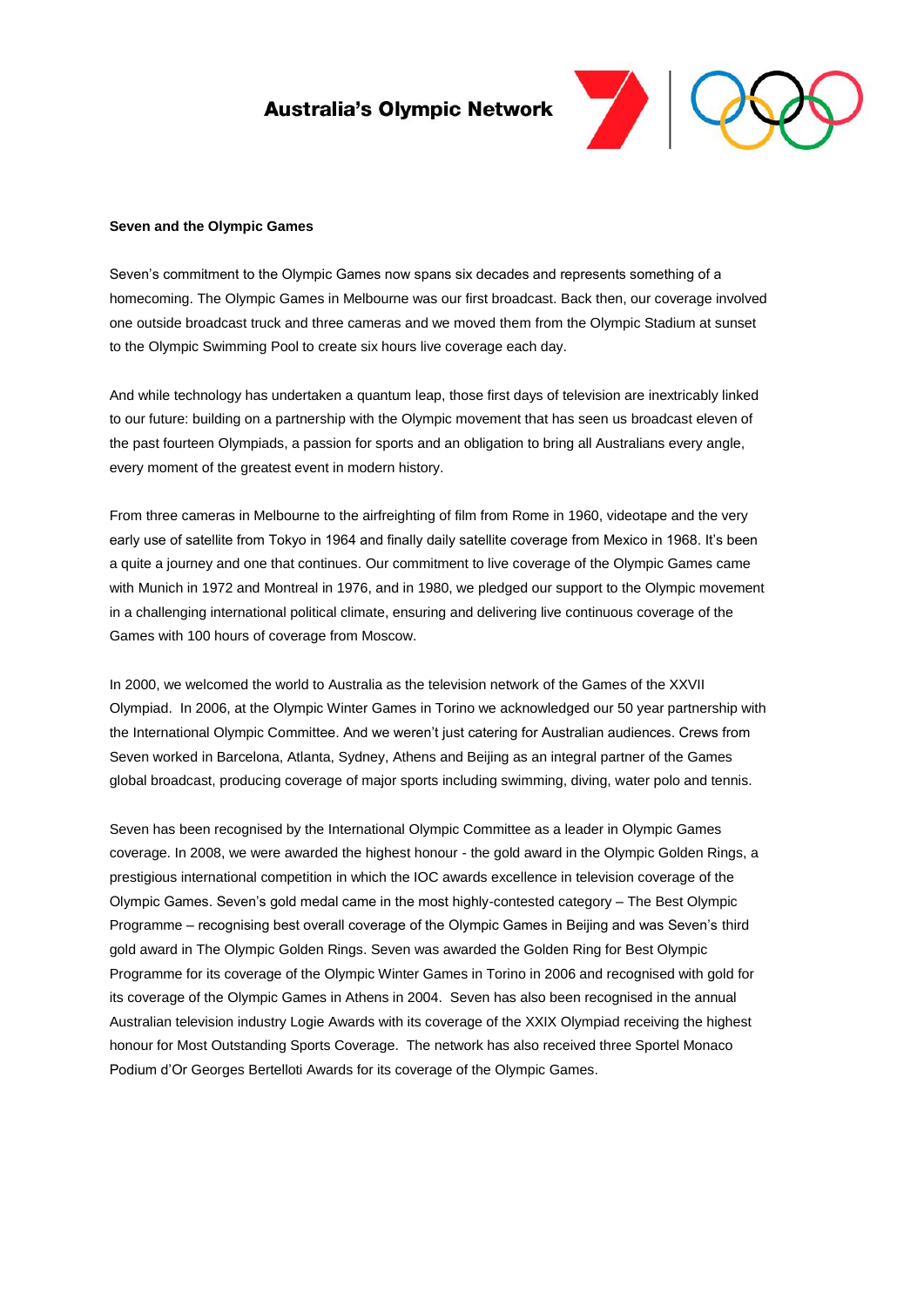**Australia's Olympic Network**

**Seven and the Olympic Games**

Seven's commitment to the Olympic Games now spans six decades and represents something of a homecoming. The Olympic Games in Melbourne was our first broadcast. Back then, our coverage involved one outside broadcast truck and three cameras and we moved them from the Olympic Stadium at sunset to the Olympic Swimming Pool to create six hours live coverage each day.

And while technology has undertaken a quantum leap, those first days of television are inextricably linked to our future: building on a partnership with the Olympic movement that has seen us broadcast eleven of the past fourteen Olympiads, a passion for sports and an obligation to bring all Australians every angle, every moment of the greatest event in modern history.

From three cameras in Melbourne to the airfreighting of film from Rome in 1960, videotape and the very early use of satellite from Tokyo in 1964 and finally daily satellite coverage from Mexico in 1968. It's been a quite a journey and one that continues. Our commitment to live coverage of the Olympic Games came with Munich in 1972 and Montreal in 1976, and in 1980, we pledged our support to the Olympic movement in a challenging international political climate, ensuring and delivering live continuous coverage of the Games with 100 hours of coverage from Moscow.

In 2000, we welcomed the world to Australia as the television network of the Games of the XXVII Olympiad. In 2006, at the Olympic Winter Games in Torino we acknowledged our 50 year partnership with the International Olympic Committee. And we weren't just catering for Australian audiences. Crews from Seven worked in Barcelona, Atlanta, Sydney, Athens and Beijing as an integral partner of the Games global broadcast, producing coverage of major sports including swimming, diving, water polo and tennis.

Seven has been recognised by the International Olympic Committee as a leader in Olympic Games coverage. In 2008, we were awarded the highest honour - the gold award in the Olympic Golden Rings, a prestigious international competition in which the IOC awards excellence in television coverage of the Olympic Games. Seven's gold medal came in the most highly-contested category – The Best Olympic Programme – recognising best overall coverage of the Olympic Games in Beijing and was Seven's third gold award in The Olympic Golden Rings. Seven was awarded the Golden Ring for Best Olympic Programme for its coverage of the Olympic Winter Games in Torino in 2006 and recognised with gold for its coverage of the Olympic Games in Athens in 2004. Seven has also been recognised in the annual Australian television industry Logie Awards with its coverage of the XXIX Olympiad receiving the highest honour for Most Outstanding Sports Coverage. The network has also received three Sportel Monaco Podium d'Or Georges Bertelloti Awards for its coverage of the Olympic Games.